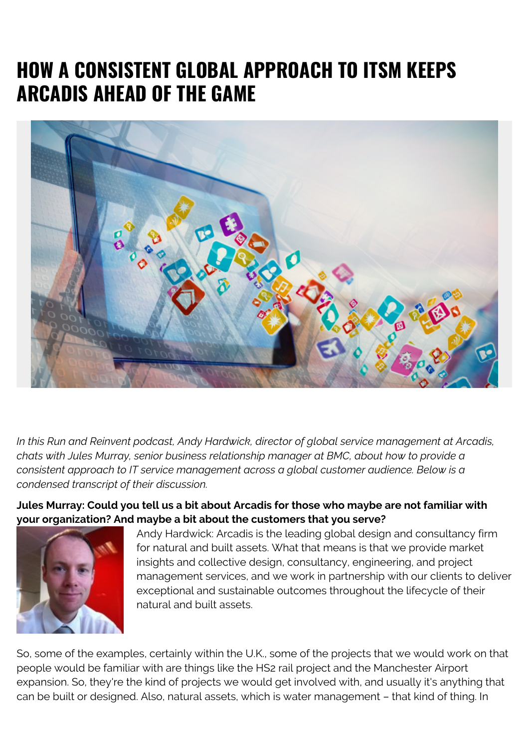# HOW A CONSISTENT GLOBAL APPROACH TO ITSM KEEPS ARCADIS AHEAD OF THE GAME

*In this Run and Reinvent podcast, Andy Hardwick, director of global service management at Arcadis, chats with Jules Murray, senior business relationship manager at BMC, about how to provide a consistent approach to IT service management across a global customer audience. Below is a condensed transcript of their discussion.*

**Jules Murray: Could you tell us a bit about Arcadis for those who maybe are not familiar with your organization? And maybe a bit about the customers that you serve?**

Andy Hardwick: Arcadis is the leading global design and consultancy firm for natural and built assets. What that means is that we provide market insights and collective design, consultancy, engineering, and project management services, and we work in partnership with our clients to deliver exceptional and sustainable outcomes throughout the lifecycle of their natural and built assets.

So, some of the examples, certainly within the U.K., some of the projects that we would work on that people would be familiar with are things like the HS2 rail project and the Manchester Airport expansion. So, they're the kind of projects we would get involved with, and usually it's anything that can be built or designed. Also, natural assets, which is water management – that kind of thing. In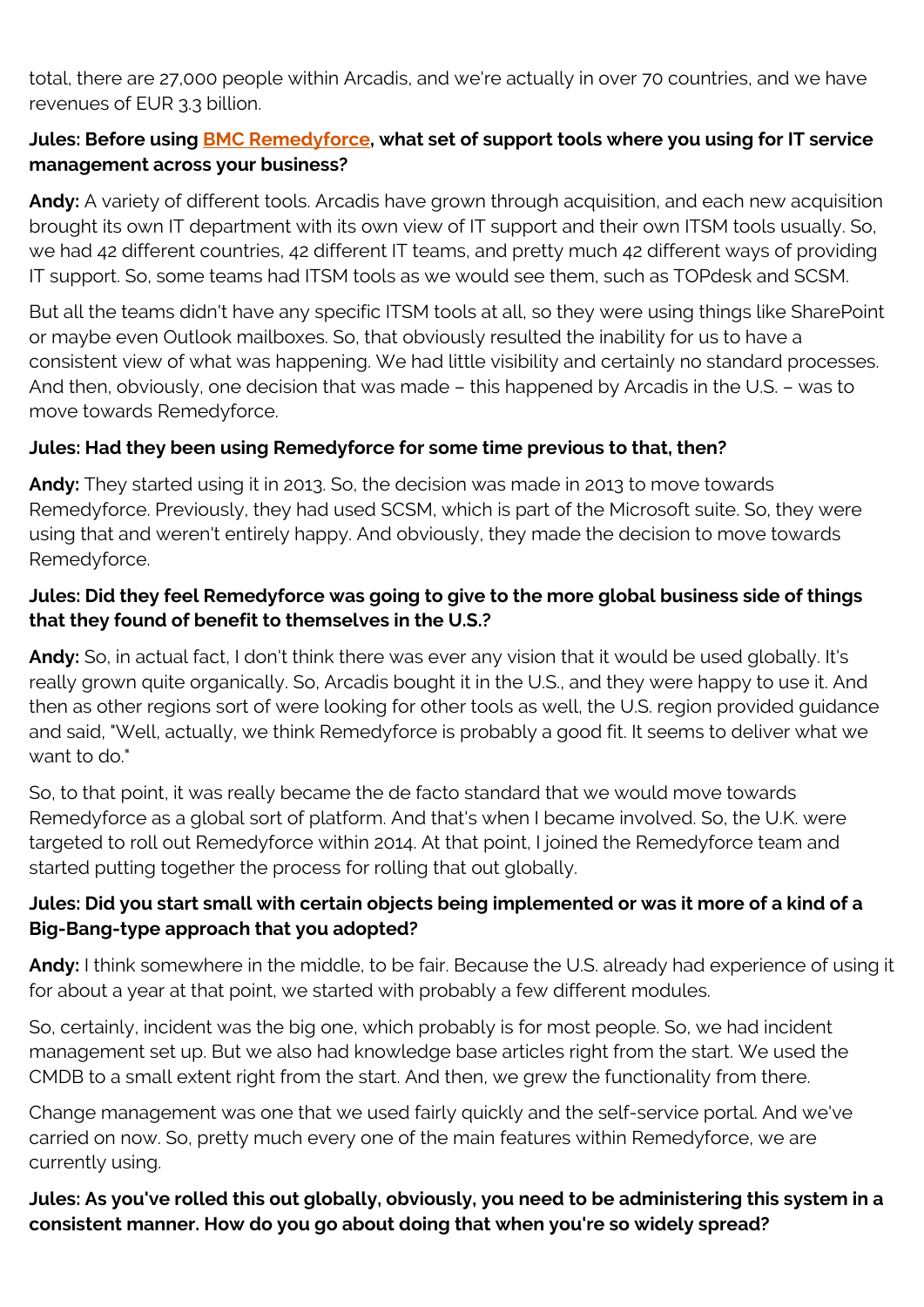total, there are 27,000 people within Arcadis, and we're actually in over 70 countries, and we have revenues of EUR 3.3 billion.

**Jules: Before using [BMC Remedyforce](), what set of support tools where you using for IT service management across your business?**

**Andy:** A variety of different tools. Arcadis have grown through acquisition, and each new acquisition brought its own IT department with its own view of IT support and their own ITSM tools usually. So, we had 42 different countries, 42 different IT teams, and pretty much 42 different ways of providing IT support. So, some teams had ITSM tools as we would see them, such as TOPdesk and SCSM.

But all the teams didn't have any specific ITSM tools at all, so they were using things like SharePoint or maybe even Outlook mailboxes. So, that obviously resulted the inability for us to have a consistent view of what was happening. We had little visibility and certainly no standard processes. And then, obviously, one decision that was made – this happened by Arcadis in the U.S. – was to move towards Remedyforce.

**Jules: Had they been using Remedyforce for some time previous to that, then?**

**Andy:** They started using it in 2013. So, the decision was made in 2013 to move towards Remedyforce. Previously, they had used SCSM, which is part of the Microsoft suite. So, they were using that and weren't entirely happy. And obviously, they made the decision to move towards Remedyforce.

**Jules: Did they feel Remedyforce was going to give to the more global business side of things that they found of benefit to themselves in the U.S.?**

**Andy:** So, in actual fact, I don't think there was ever any vision that it would be used globally. It's really grown quite organically. So, Arcadis bought it in the U.S., and they were happy to use it. And then as other regions sort of were looking for other tools as well, the U.S. region provided guidance and said, "Well, actually, we think Remedyforce is probably a good fit. It seems to deliver what we want to do."

So, to that point, it was really became the de facto standard that we would move towards Remedyforce as a global sort of platform. And that's when I became involved. So, the U.K. were targeted to roll out Remedyforce within 2014. At that point, I joined the Remedyforce team and started putting together the process for rolling that out globally.

**Jules: Did you start small with certain objects being implemented or was it more of a kind of a Big-Bang-type approach that you adopted?**

**Andy:** I think somewhere in the middle, to be fair. Because the U.S. already had experience of using it for about a year at that point, we started with probably a few different modules.

So, certainly, incident was the big one, which probably is for most people. So, we had incident management set up. But we also had knowledge base articles right from the start. We used the CMDB to a small extent right from the start. And then, we grew the functionality from there.

Change management was one that we used fairly quickly and the self-service portal. And we've carried on now. So, pretty much every one of the main features within Remedyforce, we are currently using.

**Jules: As you've rolled this out globally, obviously, you need to be administering this system in a consistent manner. How do you go about doing that when you're so widely spread?**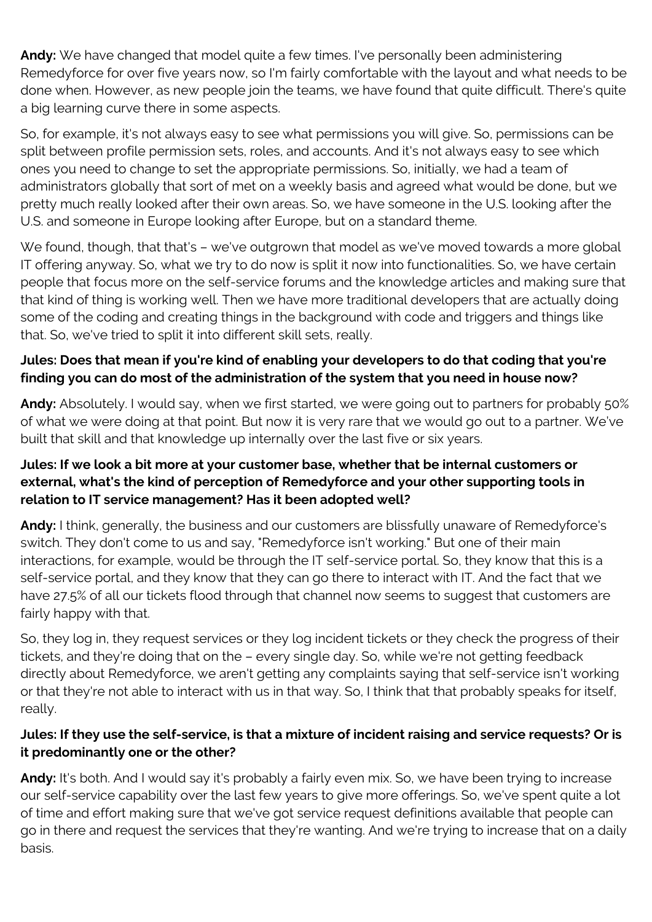**Andy:** We have changed that model quite a few times. I've personally been administering Remedyforce for over five years now, so I'm fairly comfortable with the layout and what needs to be done when. However, as new people join the teams, we have found that quite difficult. There's quite a big learning curve there in some aspects.

So, for example, it's not always easy to see what permissions you will give. So, permissions can be split between profile permission sets, roles, and accounts. And it's not always easy to see which ones you need to change to set the appropriate permissions. So, initially, we had a team of administrators globally that sort of met on a weekly basis and agreed what would be done, but we pretty much really looked after their own areas. So, we have someone in the U.S. looking after the U.S. and someone in Europe looking after Europe, but on a standard theme.

We found, though, that that's – we've outgrown that model as we've moved towards a more global IT offering anyway. So, what we try to do now is split it now into functionalities. So, we have certain people that focus more on the self-service forums and the knowledge articles and making sure that that kind of thing is working well. Then we have more traditional developers that are actually doing some of the coding and creating things in the background with code and triggers and things like that. So, we've tried to split it into different skill sets, really.

**Jules: Does that mean if you're kind of enabling your developers to do that coding that you're finding you can do most of the administration of the system that you need in house now?**

**Andy:** Absolutely. I would say, when we first started, we were going out to partners for probably 50% of what we were doing at that point. But now it is very rare that we would go out to a partner. We've built that skill and that knowledge up internally over the last five or six years.

**Jules: If we look a bit more at your customer base, whether that be internal customers or external, what's the kind of perception of Remedyforce and your other supporting tools in relation to IT service management? Has it been adopted well?**

**Andy:** I think, generally, the business and our customers are blissfully unaware of Remedyforce's switch. They don't come to us and say, "Remedyforce isn't working." But one of their main interactions, for example, would be through the IT self-service portal. So, they know that this is a self-service portal, and they know that they can go there to interact with IT. And the fact that we have 27.5% of all our tickets flood through that channel now seems to suggest that customers are fairly happy with that.

So, they log in, they request services or they log incident tickets or they check the progress of their tickets, and they're doing that on the – every single day. So, while we're not getting feedback directly about Remedyforce, we aren't getting any complaints saying that self-service isn't working or that they're not able to interact with us in that way. So, I think that that probably speaks for itself, really.

**Jules: If they use the self-service, is that a mixture of incident raising and service requests? Or is it predominantly one or the other?**

**Andy:** It's both. And I would say it's probably a fairly even mix. So, we have been trying to increase our self-service capability over the last few years to give more offerings. So, we've spent quite a lot of time and effort making sure that we've got service request definitions available that people can go in there and request the services that they're wanting. And we're trying to increase that on a daily basis.